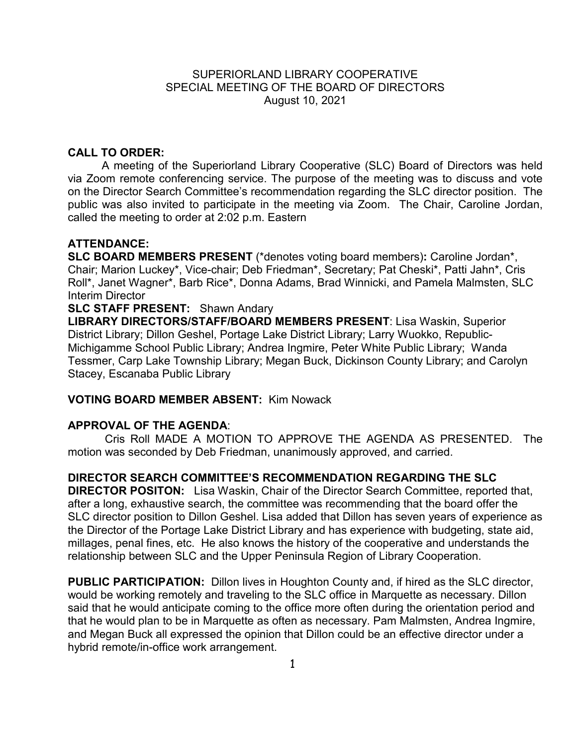SUPERIORLAND LIBRARY COOPERATIVE
SPECIAL MEETING OF THE BOARD OF DIRECTORS
August 10, 2021

**CALL TO ORDER:**

A meeting of the Superiorland Library Cooperative (SLC) Board of Directors was held via Zoom remote conferencing service. The purpose of the meeting was to discuss and vote on the Director Search Committee's recommendation regarding the SLC director position. The public was also invited to participate in the meeting via Zoom. The Chair, Caroline Jordan, called the meeting to order at 2:02 p.m. Eastern

**ATTENDANCE:**

**SLC BOARD MEMBERS PRESENT** (*denotes voting board members)**:** Caroline Jordan*, Chair; Marion Luckey*, Vice-chair; Deb Friedman*, Secretary; Pat Cheski*, Patti Jahn*, Cris Roll*, Janet Wagner*, Barb Rice*, Donna Adams, Brad Winnicki, and Pamela Malmsten, SLC Interim Director

**SLC STAFF PRESENT:** Shawn Andary

**LIBRARY DIRECTORS/STAFF/BOARD MEMBERS PRESENT**: Lisa Waskin, Superior District Library; Dillon Geshel, Portage Lake District Library; Larry Wuokko, Republic-Michigamme School Public Library; Andrea Ingmire, Peter White Public Library; Wanda Tessmer, Carp Lake Township Library; Megan Buck, Dickinson County Library; and Carolyn Stacey, Escanaba Public Library

**VOTING BOARD MEMBER ABSENT:** Kim Nowack

**APPROVAL OF THE AGENDA**:

Cris Roll MADE A MOTION TO APPROVE THE AGENDA AS PRESENTED. The motion was seconded by Deb Friedman, unanimously approved, and carried.

**DIRECTOR SEARCH COMMITTEE'S RECOMMENDATION REGARDING THE SLC DIRECTOR POSITON:** Lisa Waskin, Chair of the Director Search Committee, reported that, after a long, exhaustive search, the committee was recommending that the board offer the SLC director position to Dillon Geshel. Lisa added that Dillon has seven years of experience as the Director of the Portage Lake District Library and has experience with budgeting, state aid, millages, penal fines, etc. He also knows the history of the cooperative and understands the relationship between SLC and the Upper Peninsula Region of Library Cooperation.

**PUBLIC PARTICIPATION:** Dillon lives in Houghton County and, if hired as the SLC director, would be working remotely and traveling to the SLC office in Marquette as necessary. Dillon said that he would anticipate coming to the office more often during the orientation period and that he would plan to be in Marquette as often as necessary. Pam Malmsten, Andrea Ingmire, and Megan Buck all expressed the opinion that Dillon could be an effective director under a hybrid remote/in-office work arrangement.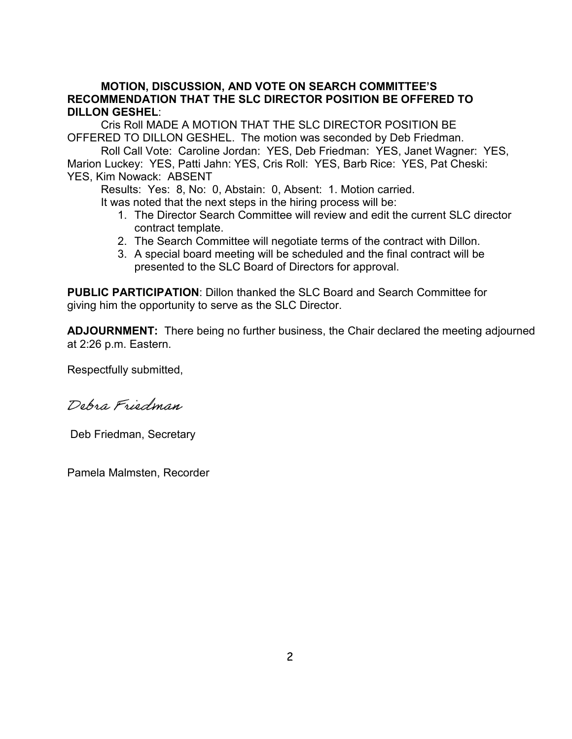**MOTION, DISCUSSION, AND VOTE ON SEARCH COMMITTEE'S RECOMMENDATION THAT THE SLC DIRECTOR POSITION BE OFFERED TO DILLON GESHEL**:

Cris Roll MADE A MOTION THAT THE SLC DIRECTOR POSITION BE OFFERED TO DILLON GESHEL. The motion was seconded by Deb Friedman.

Roll Call Vote: Caroline Jordan: YES, Deb Friedman: YES, Janet Wagner: YES, Marion Luckey: YES, Patti Jahn: YES, Cris Roll: YES, Barb Rice: YES, Pat Cheski: YES, Kim Nowack: ABSENT

Results: Yes: 8, No: 0, Abstain: 0, Absent: 1. Motion carried.

It was noted that the next steps in the hiring process will be:

1. The Director Search Committee will review and edit the current SLC director contract template.
2. The Search Committee will negotiate terms of the contract with Dillon.
3. A special board meeting will be scheduled and the final contract will be presented to the SLC Board of Directors for approval.

**PUBLIC PARTICIPATION**: Dillon thanked the SLC Board and Search Committee for giving him the opportunity to serve as the SLC Director.

**ADJOURNMENT:** There being no further business, the Chair declared the meeting adjourned at 2:26 p.m. Eastern.

Respectfully submitted,

*Debra Friedman*

Deb Friedman, Secretary

Pamela Malmsten, Recorder